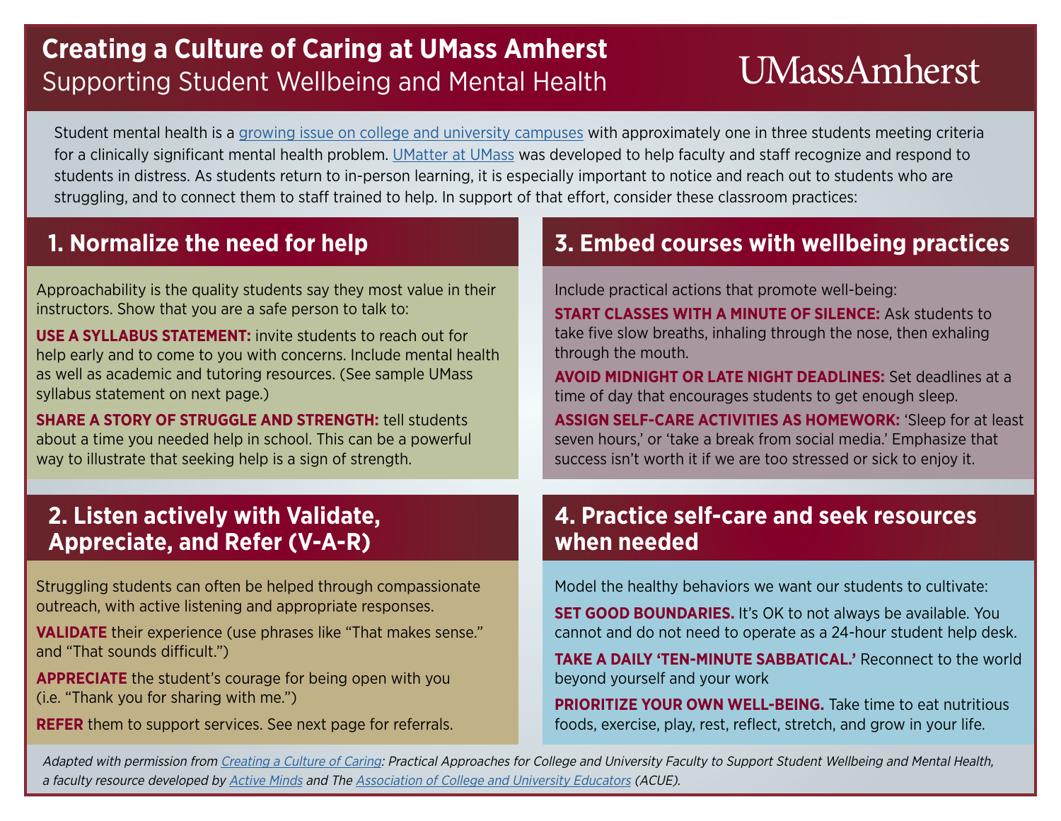# Creating a Culture of Caring at UMass Amherst

## Supporting Student Wellbeing and Mental Health

UMassAmherst

Student mental health is a growing issue on college and university campuses with approximately one in three students meeting criteria for a clinically significant mental health problem. UMatter at UMass was developed to help faculty and staff recognize and respond to students in distress. As students return to in-person learning, it is especially important to notice and reach out to students who are struggling, and to connect them to staff trained to help. In support of that effort, consider these classroom practices:

## 1. Normalize the need for help

Approachability is the quality students say they most value in their instructors. Show that you are a safe person to talk to:

**USE A SYLLABUS STATEMENT:** invite students to reach out for help early and to come to you with concerns. Include mental health as well as academic and tutoring resources. (See sample UMass syllabus statement on next page.)

**SHARE A STORY OF STRUGGLE AND STRENGTH:** tell students about a time you needed help in school. This can be a powerful way to illustrate that seeking help is a sign of strength.

## 2. Listen actively with Validate, Appreciate, and Refer (V-A-R)

Struggling students can often be helped through compassionate outreach, with active listening and appropriate responses.

**VALIDATE** their experience (use phrases like "That makes sense." and "That sounds difficult.")

**APPRECIATE** the student's courage for being open with you (i.e. "Thank you for sharing with me.")

**REFER** them to support services. See next page for referrals.

## 3. Embed courses with wellbeing practices

Include practical actions that promote well-being:

**START CLASSES WITH A MINUTE OF SILENCE:** Ask students to take five slow breaths, inhaling through the nose, then exhaling through the mouth.

**AVOID MIDNIGHT OR LATE NIGHT DEADLINES:** Set deadlines at a time of day that encourages students to get enough sleep.

**ASSIGN SELF-CARE ACTIVITIES AS HOMEWORK:** 'Sleep for at least seven hours,' or 'take a break from social media.' Emphasize that success isn't worth it if we are too stressed or sick to enjoy it.

## 4. Practice self-care and seek resources when needed

Model the healthy behaviors we want our students to cultivate:

**SET GOOD BOUNDARIES.** It's OK to not always be available. You cannot and do not need to operate as a 24-hour student help desk.

**TAKE A DAILY 'TEN-MINUTE SABBATICAL.'** Reconnect to the world beyond yourself and your work

**PRIORITIZE YOUR OWN WELL-BEING.** Take time to eat nutritious foods, exercise, play, rest, reflect, stretch, and grow in your life.

*Adapted with permission from Creating a Culture of Caring: Practical Approaches for College and University Faculty to Support Student Wellbeing and Mental Health, a faculty resource developed by Active Minds and The Association of College and University Educators (ACUE).*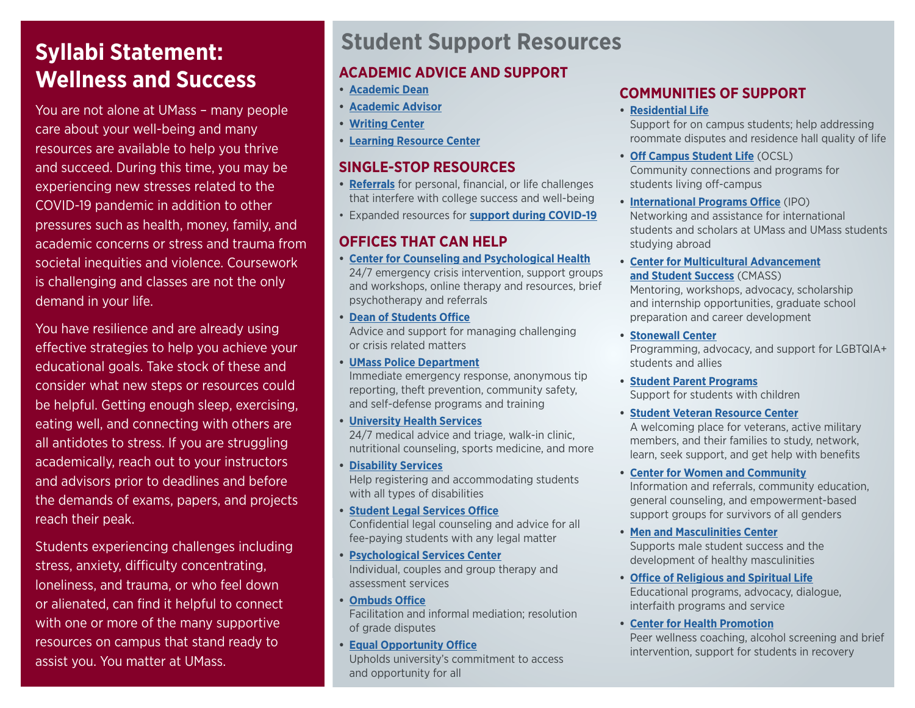## Syllabi Statement: Wellness and Success

You are not alone at UMass – many people care about your well-being and many resources are available to help you thrive and succeed. During this time, you may be experiencing new stresses related to the COVID-19 pandemic in addition to other pressures such as health, money, family, and academic concerns or stress and trauma from societal inequities and violence. Coursework is challenging and classes are not the only demand in your life.

You have resilience and are already using effective strategies to help you achieve your educational goals. Take stock of these and consider what new steps or resources could be helpful. Getting enough sleep, exercising, eating well, and connecting with others are all antidotes to stress. If you are struggling academically, reach out to your instructors and advisors prior to deadlines and before the demands of exams, papers, and projects reach their peak.

Students experiencing challenges including stress, anxiety, difficulty concentrating, loneliness, and trauma, or who feel down or alienated, can find it helpful to connect with one or more of the many supportive resources on campus that stand ready to assist you. You matter at UMass.

# Student Support Resources

### ACADEMIC ADVICE AND SUPPORT

- **Academic Dean**
- **Academic Advisor**
- **Writing Center**
- **Learning Resource Center**

### SINGLE-STOP RESOURCES

- **Referrals** for personal, financial, or life challenges that interfere with college success and well-being
- Expanded resources for **support during COVID-19**

### OFFICES THAT CAN HELP

- **Center for Counseling and Psychological Health**
  24/7 emergency crisis intervention, support groups and workshops, online therapy and resources, brief psychotherapy and referrals
- **Dean of Students Office**
  Advice and support for managing challenging or crisis related matters
- **UMass Police Department**
  Immediate emergency response, anonymous tip reporting, theft prevention, community safety, and self-defense programs and training
- **University Health Services**
  24/7 medical advice and triage, walk-in clinic, nutritional counseling, sports medicine, and more
- **Disability Services**
  Help registering and accommodating students with all types of disabilities
- **Student Legal Services Office**
  Confidential legal counseling and advice for all fee-paying students with any legal matter
- **Psychological Services Center**
  Individual, couples and group therapy and assessment services
- **Ombuds Office**
  Facilitation and informal mediation; resolution of grade disputes
- **Equal Opportunity Office**
  Upholds university's commitment to access and opportunity for all

### COMMUNITIES OF SUPPORT

- **Residential Life**
  Support for on campus students; help addressing roommate disputes and residence hall quality of life
- **Off Campus Student Life** (OCSL)
  Community connections and programs for students living off-campus
- **International Programs Office** (IPO)
  Networking and assistance for international students and scholars at UMass and UMass students studying abroad
- **Center for Multicultural Advancement and Student Success** (CMASS)
  Mentoring, workshops, advocacy, scholarship and internship opportunities, graduate school preparation and career development
- **Stonewall Center**
  Programming, advocacy, and support for LGBTQIA+ students and allies
- **Student Parent Programs**
  Support for students with children
- **Student Veteran Resource Center**
  A welcoming place for veterans, active military members, and their families to study, network, learn, seek support, and get help with benefits
- **Center for Women and Community**
  Information and referrals, community education, general counseling, and empowerment-based support groups for survivors of all genders
- **Men and Masculinities Center**
  Supports male student success and the development of healthy masculinities
- **Office of Religious and Spiritual Life**
  Educational programs, advocacy, dialogue, interfaith programs and service
- **Center for Health Promotion**
  Peer wellness coaching, alcohol screening and brief intervention, support for students in recovery